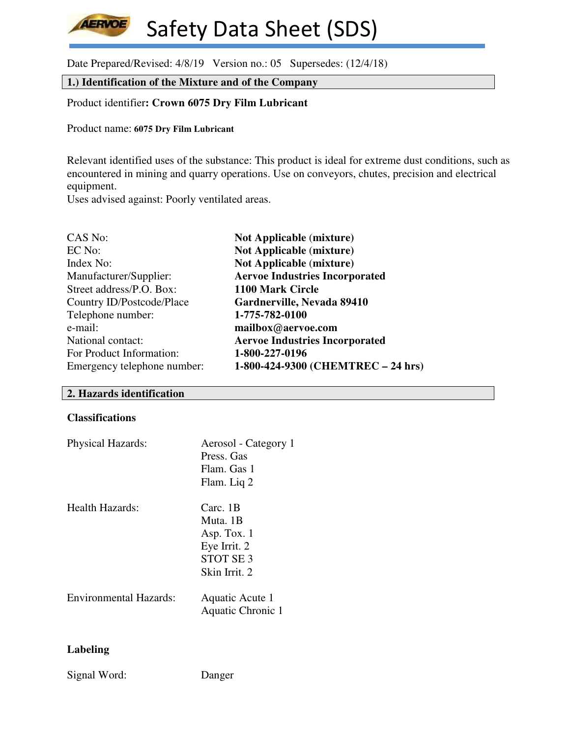# Safety Data Sheet (SDS)

Date Prepared/Revised: 4/8/19 Version no.: 05 Supersedes: (12/4/18)

## 1.) Identification of the Mixture and of the Company

Product identifier**: Crown 6075 Dry Film Lubricant**

Product name: **6075 Dry Film Lubricant**

Relevant identified uses of the substance: This product is ideal for extreme dust conditions, such as encountered in mining and quarry operations. Use on conveyors, chutes, precision and electrical equipment.
Uses advised against: Poorly ventilated areas.

| | |
|---|---|
| CAS No: | **Not Applicable (mixture)** |
| EC No: | **Not Applicable (mixture)** |
| Index No: | **Not Applicable (mixture)** |
| Manufacturer/Supplier: | **Aervoe Industries Incorporated** |
| Street address/P.O. Box: | **1100 Mark Circle** |
| Country ID/Postcode/Place | **Gardnerville, Nevada 89410** |
| Telephone number: | **1-775-782-0100** |
| e-mail: | **mailbox@aervoe.com** |
| National contact: | **Aervoe Industries Incorporated** |
| For Product Information: | **1-800-227-0196** |
| Emergency telephone number: | **1-800-424-9300 (CHEMTREC – 24 hrs)** |

## 2. Hazards identification

### Classifications

| | |
|---|---|
| Physical Hazards: | Aerosol - Category 1<br>Press. Gas<br>Flam. Gas 1<br>Flam. Liq 2 |
| Health Hazards: | Carc. 1B<br>Muta. 1B<br>Asp. Tox. 1<br>Eye Irrit. 2<br>STOT SE 3<br>Skin Irrit. 2 |
| Environmental Hazards: | Aquatic Acute 1<br>Aquatic Chronic 1 |

### Labeling

Signal Word: Danger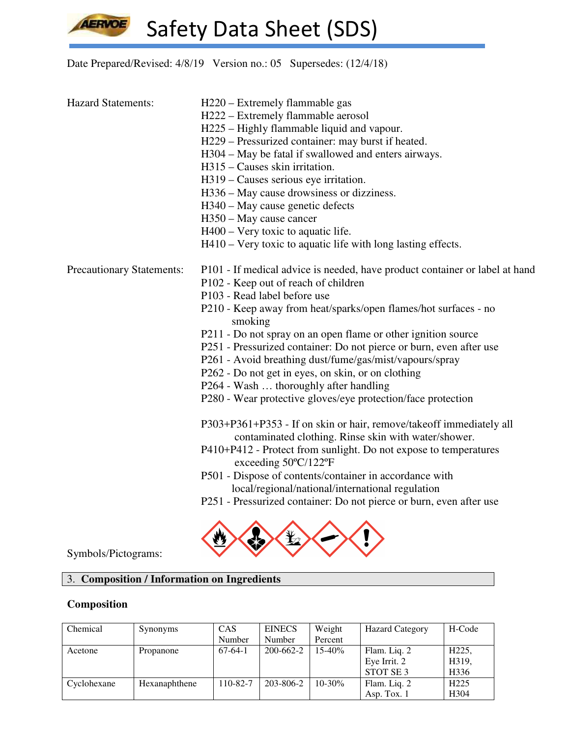# Safety Data Sheet (SDS)

Date Prepared/Revised: 4/8/19 Version no.: 05 Supersedes: (12/4/18)

Hazard Statements:

H220 – Extremely flammable gas
H222 – Extremely flammable aerosol
H225 – Highly flammable liquid and vapour.
H229 – Pressurized container: may burst if heated.
H304 – May be fatal if swallowed and enters airways.
H315 – Causes skin irritation.
H319 – Causes serious eye irritation.
H336 – May cause drowsiness or dizziness.
H340 – May cause genetic defects
H350 – May cause cancer
H400 – Very toxic to aquatic life.
H410 – Very toxic to aquatic life with long lasting effects.

Precautionary Statements:

P101 - If medical advice is needed, have product container or label at hand
P102 - Keep out of reach of children
P103 - Read label before use
P210 - Keep away from heat/sparks/open flames/hot surfaces - no smoking
P211 - Do not spray on an open flame or other ignition source
P251 - Pressurized container: Do not pierce or burn, even after use
P261 - Avoid breathing dust/fume/gas/mist/vapours/spray
P262 - Do not get in eyes, on skin, or on clothing
P264 - Wash … thoroughly after handling
P280 - Wear protective gloves/eye protection/face protection

P303+P361+P353 - If on skin or hair, remove/takeoff immediately all contaminated clothing. Rinse skin with water/shower.
P410+P412 - Protect from sunlight. Do not expose to temperatures exceeding 50ºC/122ºF
P501 - Dispose of contents/container in accordance with local/regional/national/international regulation
P251 - Pressurized container: Do not pierce or burn, even after use

Symbols/Pictograms:

## 3. Composition / Information on Ingredients

### Composition

| Chemical | Synonyms | CAS Number | EINECS Number | Weight Percent | Hazard Category | H-Code |
|---|---|---|---|---|---|---|
| Acetone | Propanone | 67-64-1 | 200-662-2 | 15-40% | Flam. Liq. 2<br>Eye Irrit. 2<br>STOT SE 3 | H225,<br>H319,<br>H336 |
| Cyclohexane | Hexanaphthene | 110-82-7 | 203-806-2 | 10-30% | Flam. Liq. 2<br>Asp. Tox. 1 | H225<br>H304 |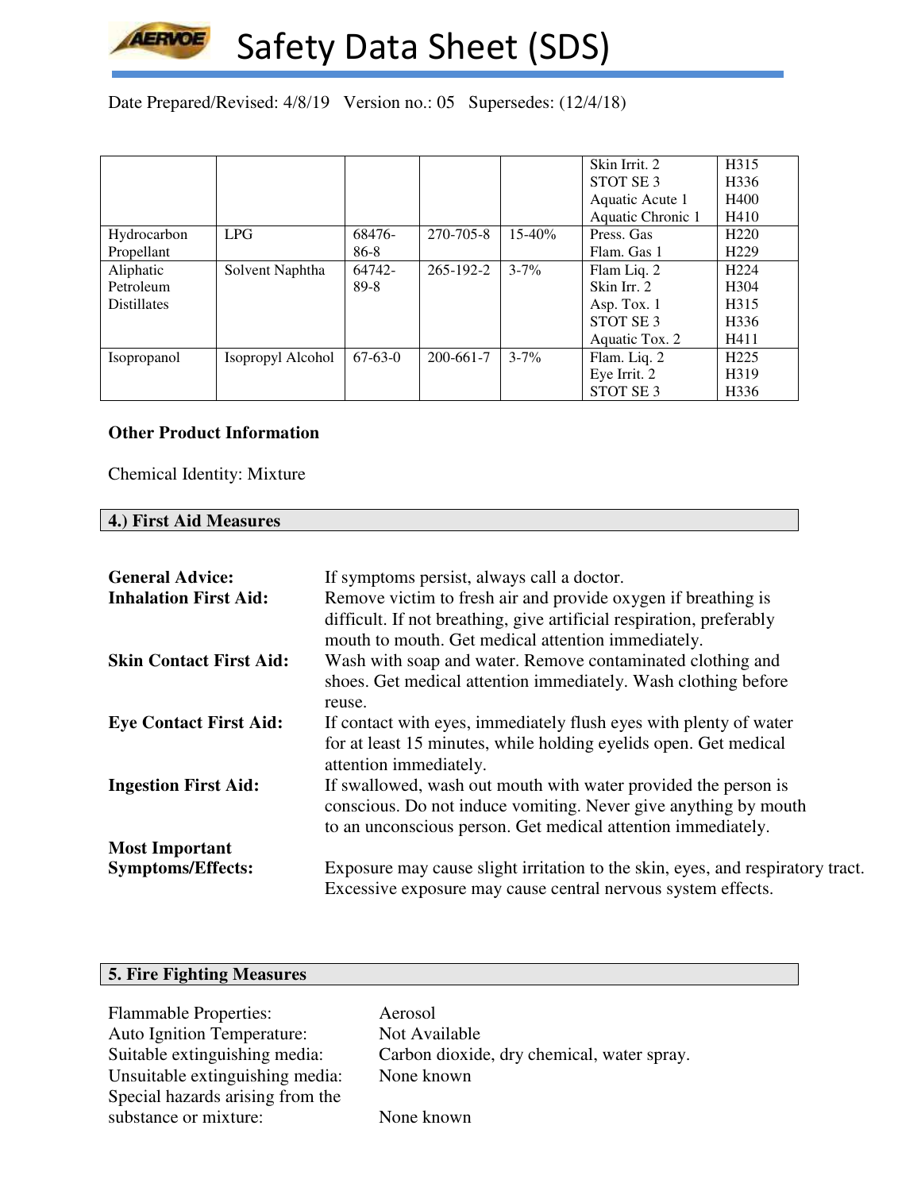# Safety Data Sheet (SDS)

Date Prepared/Revised: 4/8/19 Version no.: 05 Supersedes: (12/4/18)

| | | | | | | |
|---|---|---|---|---|---|---|
| | | | | | Skin Irrit. 2<br>STOT SE 3<br>Aquatic Acute 1<br>Aquatic Chronic 1 | H315<br>H336<br>H400<br>H410 |
| Hydrocarbon Propellant | LPG | 68476-86-8 | 270-705-8 | 15-40% | Press. Gas<br>Flam. Gas 1 | H220<br>H229 |
| Aliphatic Petroleum Distillates | Solvent Naphtha | 64742-89-8 | 265-192-2 | 3-7% | Flam Liq. 2<br>Skin Irr. 2<br>Asp. Tox. 1<br>STOT SE 3<br>Aquatic Tox. 2 | H224<br>H304<br>H315<br>H336<br>H411 |
| Isopropanol | Isopropyl Alcohol | 67-63-0 | 200-661-7 | 3-7% | Flam. Liq. 2<br>Eye Irrit. 2<br>STOT SE 3 | H225<br>H319<br>H336 |

**Other Product Information**

Chemical Identity: Mixture

## 4.) First Aid Measures

**General Advice:** If symptoms persist, always call a doctor.

**Inhalation First Aid:** Remove victim to fresh air and provide oxygen if breathing is difficult. If not breathing, give artificial respiration, preferably mouth to mouth. Get medical attention immediately.

**Skin Contact First Aid:** Wash with soap and water. Remove contaminated clothing and shoes. Get medical attention immediately. Wash clothing before reuse.

**Eye Contact First Aid:** If contact with eyes, immediately flush eyes with plenty of water for at least 15 minutes, while holding eyelids open. Get medical attention immediately.

**Ingestion First Aid:** If swallowed, wash out mouth with water provided the person is conscious. Do not induce vomiting. Never give anything by mouth to an unconscious person. Get medical attention immediately.

**Most Important Symptoms/Effects:** Exposure may cause slight irritation to the skin, eyes, and respiratory tract. Excessive exposure may cause central nervous system effects.

## 5. Fire Fighting Measures

Flammable Properties: Aerosol

Auto Ignition Temperature: Not Available

Suitable extinguishing media: Carbon dioxide, dry chemical, water spray.

Unsuitable extinguishing media: None known

Special hazards arising from the substance or mixture: None known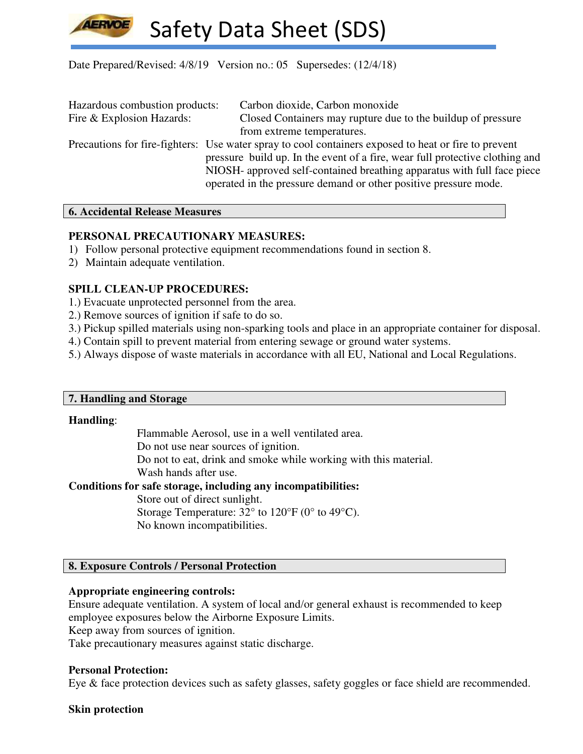Hazardous combustion products: Carbon dioxide, Carbon monoxide

Fire & Explosion Hazards: Closed Containers may rupture due to the buildup of pressure from extreme temperatures.

Precautions for fire-fighters: Use water spray to cool containers exposed to heat or fire to prevent pressure build up. In the event of a fire, wear full protective clothing and NIOSH- approved self-contained breathing apparatus with full face piece operated in the pressure demand or other positive pressure mode.

## 6. Accidental Release Measures

**PERSONAL PRECAUTIONARY MEASURES:**

1) Follow personal protective equipment recommendations found in section 8.
2) Maintain adequate ventilation.

**SPILL CLEAN-UP PROCEDURES:**

1.) Evacuate unprotected personnel from the area.
2.) Remove sources of ignition if safe to do so.
3.) Pickup spilled materials using non-sparking tools and place in an appropriate container for disposal.
4.) Contain spill to prevent material from entering sewage or ground water systems.
5.) Always dispose of waste materials in accordance with all EU, National and Local Regulations.

## 7. Handling and Storage

**Handling**:

Flammable Aerosol, use in a well ventilated area.
Do not use near sources of ignition.
Do not to eat, drink and smoke while working with this material.
Wash hands after use.

**Conditions for safe storage, including any incompatibilities:**

Store out of direct sunlight.
Storage Temperature: 32° to 120°F (0° to 49°C).
No known incompatibilities.

## 8. Exposure Controls / Personal Protection

**Appropriate engineering controls:**

Ensure adequate ventilation. A system of local and/or general exhaust is recommended to keep employee exposures below the Airborne Exposure Limits.
Keep away from sources of ignition.
Take precautionary measures against static discharge.

**Personal Protection:**

Eye & face protection devices such as safety glasses, safety goggles or face shield are recommended.

**Skin protection**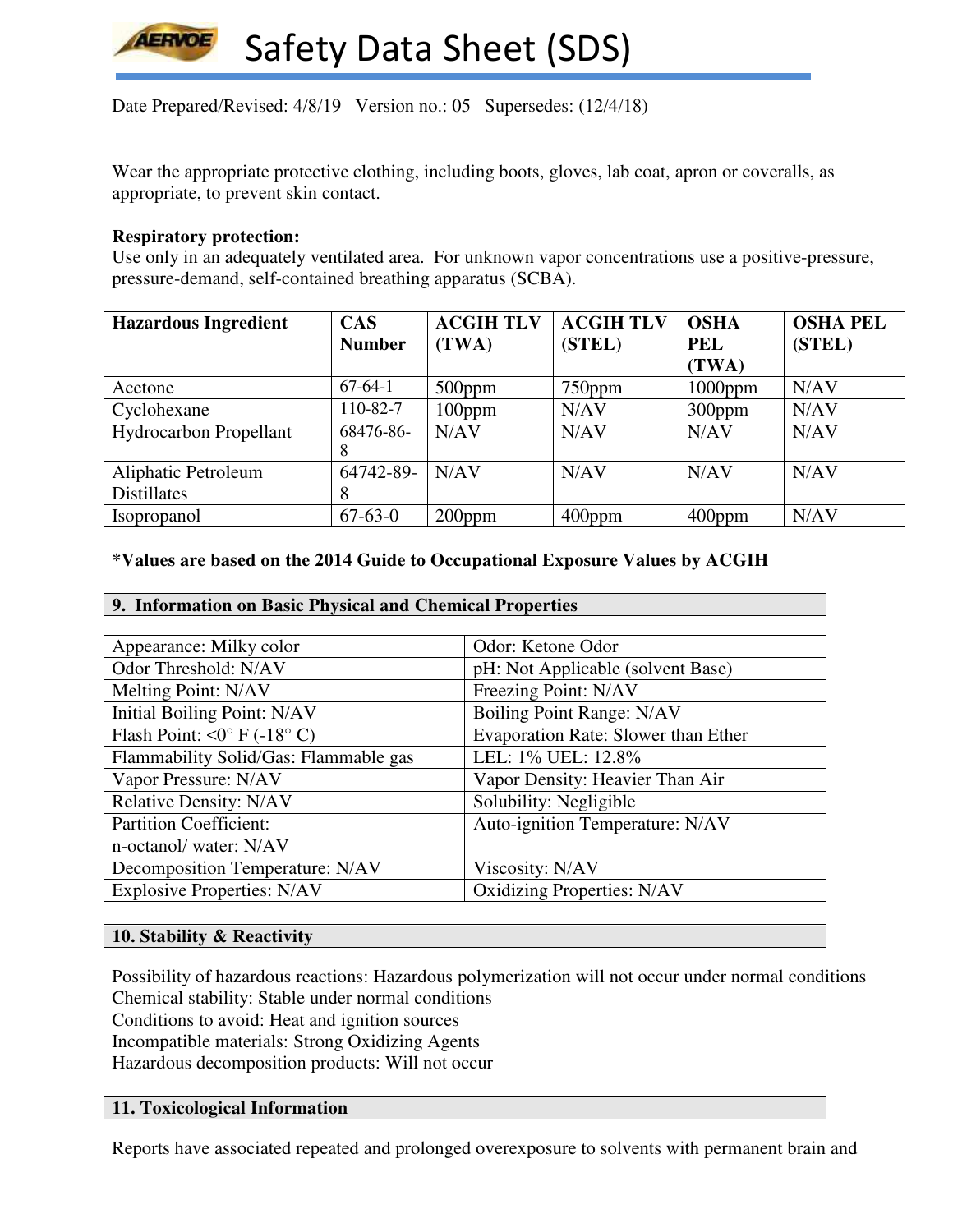Wear the appropriate protective clothing, including boots, gloves, lab coat, apron or coveralls, as appropriate, to prevent skin contact.

**Respiratory protection:**
Use only in an adequately ventilated area. For unknown vapor concentrations use a positive-pressure, pressure-demand, self-contained breathing apparatus (SCBA).

| Hazardous Ingredient | CAS Number | ACGIH TLV (TWA) | ACGIH TLV (STEL) | OSHA PEL (TWA) | OSHA PEL (STEL) |
|---|---|---|---|---|---|
| Acetone | 67-64-1 | 500ppm | 750ppm | 1000ppm | N/AV |
| Cyclohexane | 110-82-7 | 100ppm | N/AV | 300ppm | N/AV |
| Hydrocarbon Propellant | 68476-86-8 | N/AV | N/AV | N/AV | N/AV |
| Aliphatic Petroleum Distillates | 64742-89-8 | N/AV | N/AV | N/AV | N/AV |
| Isopropanol | 67-63-0 | 200ppm | 400ppm | 400ppm | N/AV |

**\*Values are based on the 2014 Guide to Occupational Exposure Values by ACGIH**

## 9. Information on Basic Physical and Chemical Properties

| | |
|---|---|
| Appearance: Milky color | Odor: Ketone Odor |
| Odor Threshold: N/AV | pH: Not Applicable (solvent Base) |
| Melting Point: N/AV | Freezing Point: N/AV |
| Initial Boiling Point: N/AV | Boiling Point Range: N/AV |
| Flash Point: <0° F (-18° C) | Evaporation Rate: Slower than Ether |
| Flammability Solid/Gas: Flammable gas | LEL: 1% UEL: 12.8% |
| Vapor Pressure: N/AV | Vapor Density: Heavier Than Air |
| Relative Density: N/AV | Solubility: Negligible |
| Partition Coefficient: n-octanol/ water: N/AV | Auto-ignition Temperature: N/AV |
| Decomposition Temperature: N/AV | Viscosity: N/AV |
| Explosive Properties: N/AV | Oxidizing Properties: N/AV |

## 10. Stability & Reactivity

Possibility of hazardous reactions: Hazardous polymerization will not occur under normal conditions
Chemical stability: Stable under normal conditions
Conditions to avoid: Heat and ignition sources
Incompatible materials: Strong Oxidizing Agents
Hazardous decomposition products: Will not occur

## 11. Toxicological Information

Reports have associated repeated and prolonged overexposure to solvents with permanent brain and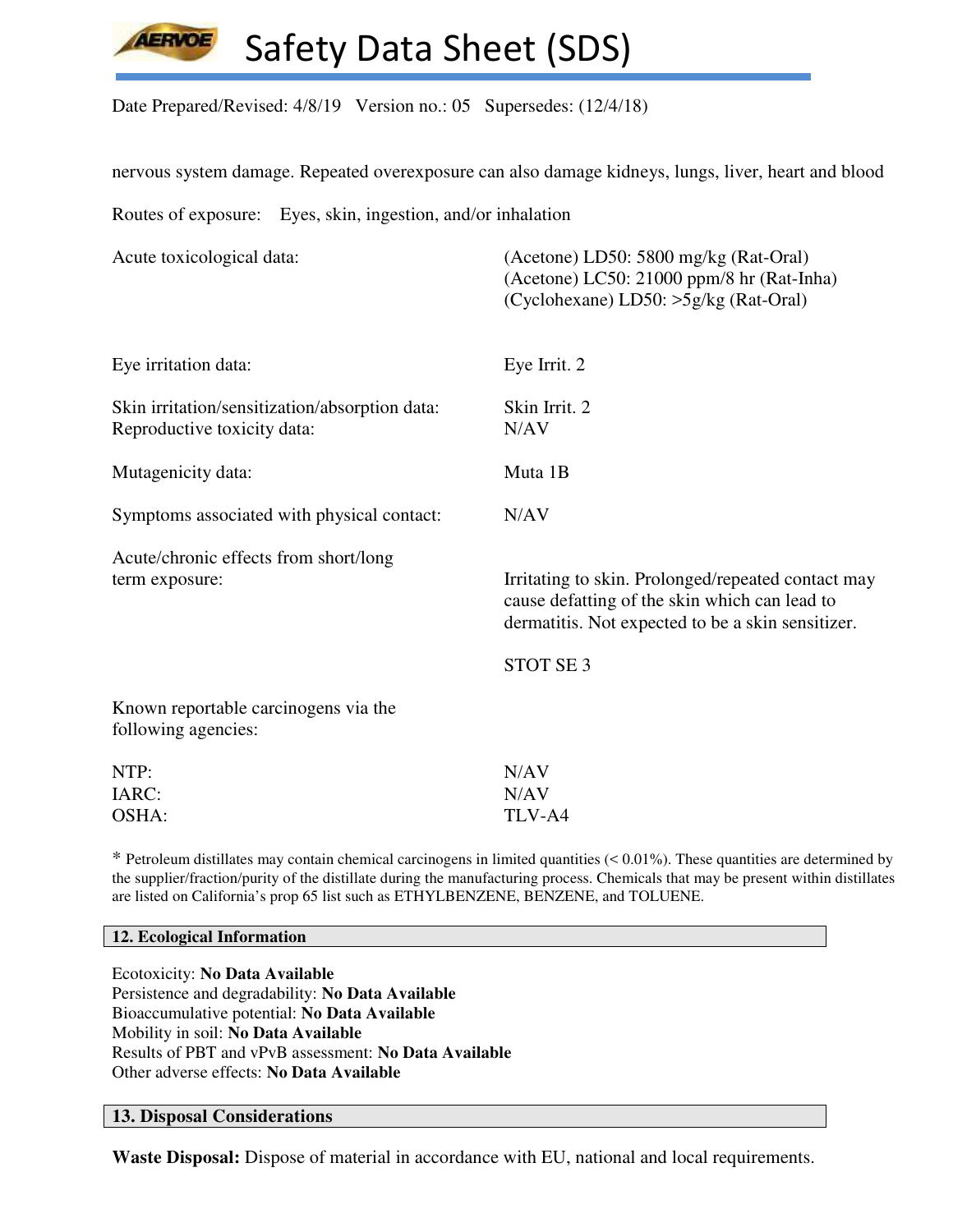nervous system damage. Repeated overexposure can also damage kidneys, lungs, liver, heart and blood

Routes of exposure: Eyes, skin, ingestion, and/or inhalation

| | |
|---|---|
| Acute toxicological data: | (Acetone) LD50: 5800 mg/kg (Rat-Oral)<br>(Acetone) LC50: 21000 ppm/8 hr (Rat-Inha)<br>(Cyclohexane) LD50: >5g/kg (Rat-Oral) |
| Eye irritation data: | Eye Irrit. 2 |
| Skin irritation/sensitization/absorption data: | Skin Irrit. 2 |
| Reproductive toxicity data: | N/AV |
| Mutagenicity data: | Muta 1B |
| Symptoms associated with physical contact: | N/AV |
| Acute/chronic effects from short/long term exposure: | Irritating to skin. Prolonged/repeated contact may cause defatting of the skin which can lead to dermatitis. Not expected to be a skin sensitizer.<br><br>STOT SE 3 |

Known reportable carcinogens via the following agencies:

| | |
|---|---|
| NTP: | N/AV |
| IARC: | N/AV |
| OSHA: | TLV-A4 |

* Petroleum distillates may contain chemical carcinogens in limited quantities (< 0.01%). These quantities are determined by the supplier/fraction/purity of the distillate during the manufacturing process. Chemicals that may be present within distillates are listed on California's prop 65 list such as ETHYLBENZENE, BENZENE, and TOLUENE.

## 12. Ecological Information

Ecotoxicity: **No Data Available**
Persistence and degradability: **No Data Available**
Bioaccumulative potential: **No Data Available**
Mobility in soil: **No Data Available**
Results of PBT and vPvB assessment: **No Data Available**
Other adverse effects: **No Data Available**

## 13. Disposal Considerations

**Waste Disposal:** Dispose of material in accordance with EU, national and local requirements.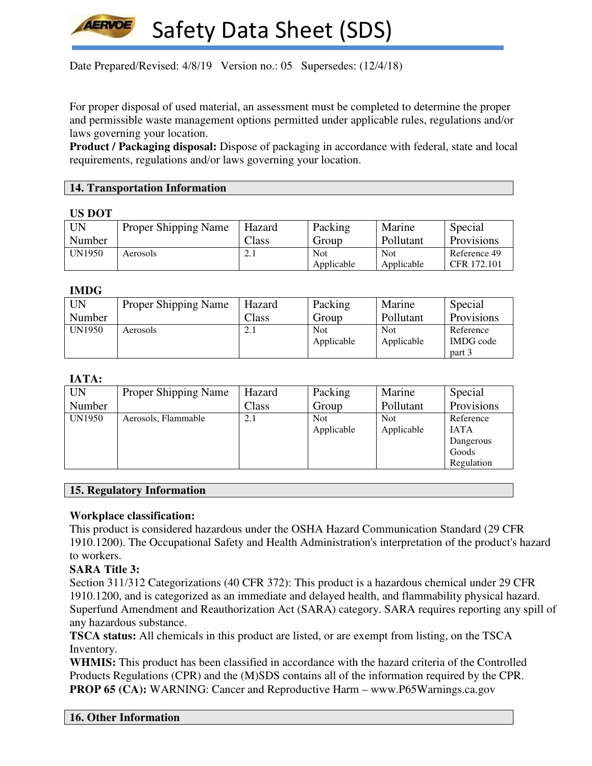Date Prepared/Revised: 4/8/19 Version no.: 05 Supersedes: (12/4/18)

For proper disposal of used material, an assessment must be completed to determine the proper and permissible waste management options permitted under applicable rules, regulations and/or laws governing your location.
**Product / Packaging disposal:** Dispose of packaging in accordance with federal, state and local requirements, regulations and/or laws governing your location.

## 14. Transportation Information

**US DOT**

| UN Number | Proper Shipping Name | Hazard Class | Packing Group | Marine Pollutant | Special Provisions |
|---|---|---|---|---|---|
| UN1950 | Aerosols | 2.1 | Not Applicable | Not Applicable | Reference 49 CFR 172.101 |

**IMDG**

| UN Number | Proper Shipping Name | Hazard Class | Packing Group | Marine Pollutant | Special Provisions |
|---|---|---|---|---|---|
| UN1950 | Aerosols | 2.1 | Not Applicable | Not Applicable | Reference IMDG code part 3 |

**IATA:**

| UN Number | Proper Shipping Name | Hazard Class | Packing Group | Marine Pollutant | Special Provisions |
|---|---|---|---|---|---|
| UN1950 | Aerosols, Flammable | 2.1 | Not Applicable | Not Applicable | Reference IATA Dangerous Goods Regulation |

## 15. Regulatory Information

**Workplace classification:**
This product is considered hazardous under the OSHA Hazard Communication Standard (29 CFR 1910.1200). The Occupational Safety and Health Administration's interpretation of the product's hazard to workers.
**SARA Title 3:**
Section 311/312 Categorizations (40 CFR 372): This product is a hazardous chemical under 29 CFR 1910.1200, and is categorized as an immediate and delayed health, and flammability physical hazard. Superfund Amendment and Reauthorization Act (SARA) category. SARA requires reporting any spill of any hazardous substance.
**TSCA status:** All chemicals in this product are listed, or are exempt from listing, on the TSCA Inventory.
**WHMIS:** This product has been classified in accordance with the hazard criteria of the Controlled Products Regulations (CPR) and the (M)SDS contains all of the information required by the CPR.
**PROP 65 (CA):** WARNING: Cancer and Reproductive Harm – www.P65Warnings.ca.gov

## 16. Other Information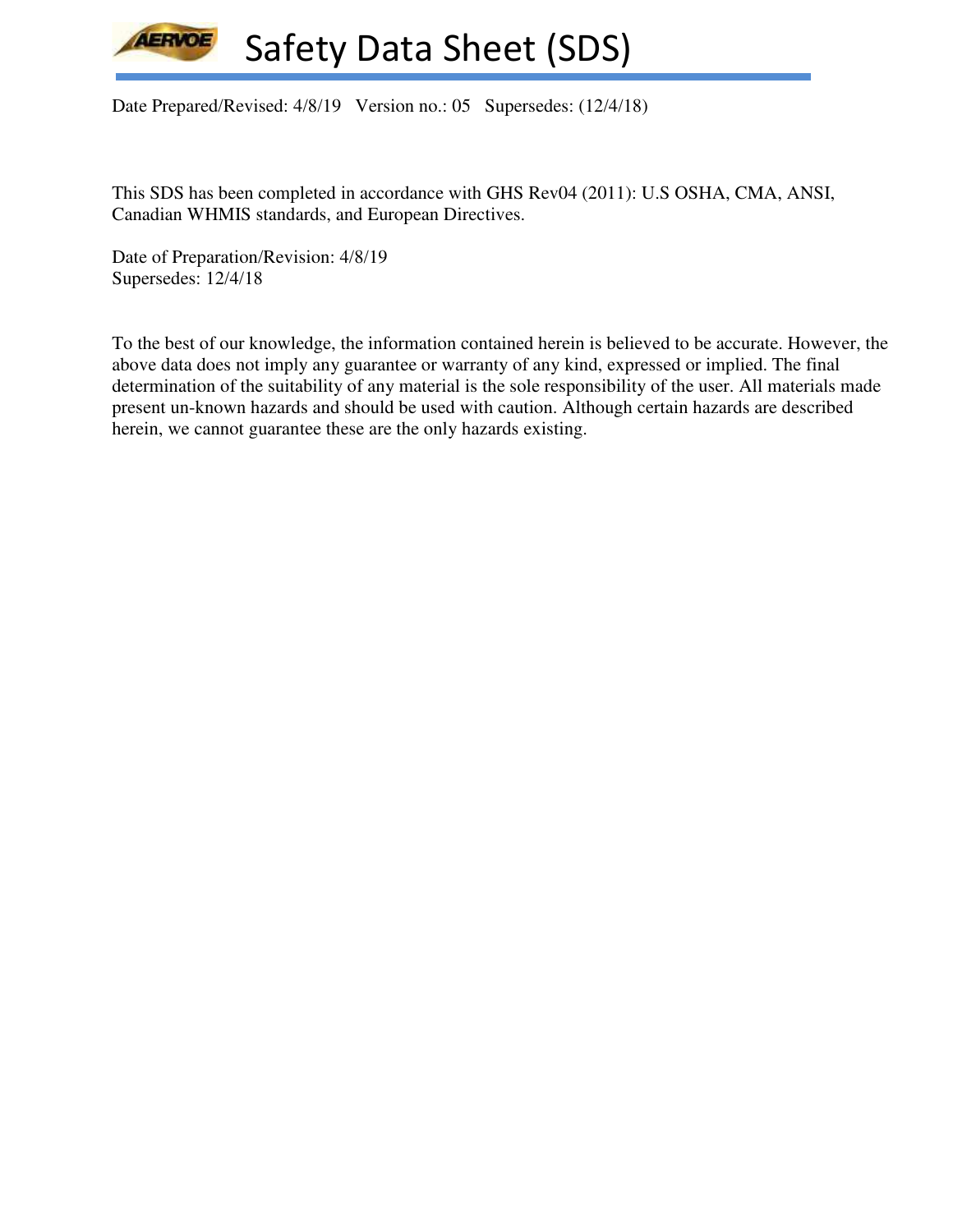# Safety Data Sheet (SDS)

Date Prepared/Revised: 4/8/19   Version no.: 05   Supersedes: (12/4/18)

This SDS has been completed in accordance with GHS Rev04 (2011): U.S OSHA, CMA, ANSI, Canadian WHMIS standards, and European Directives.

Date of Preparation/Revision: 4/8/19
Supersedes: 12/4/18

To the best of our knowledge, the information contained herein is believed to be accurate. However, the above data does not imply any guarantee or warranty of any kind, expressed or implied. The final determination of the suitability of any material is the sole responsibility of the user. All materials made present un-known hazards and should be used with caution. Although certain hazards are described herein, we cannot guarantee these are the only hazards existing.